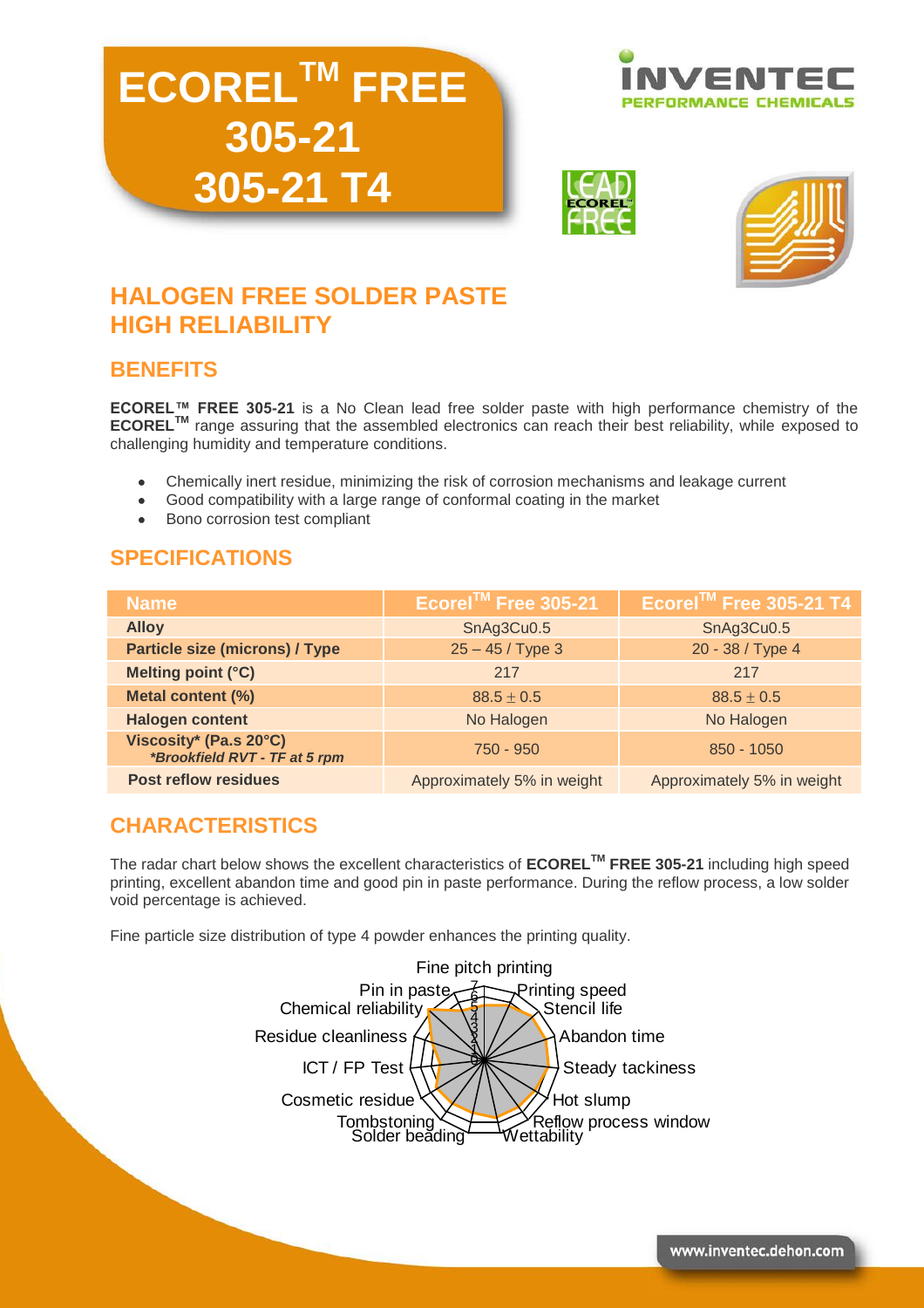# ECOREL™ FREE 305-21 305-21 T4

## HALOGEN FREE SOLDER PASTE HIGH RELIABILITY

### BENEFITS

**ECOREL™ FREE 305-21** is a No Clean lead free solder paste with high performance chemistry of the **ECOREL™** range assuring that the assembled electronics can reach their best reliability, while exposed to challenging humidity and temperature conditions.

- Chemically inert residue, minimizing the risk of corrosion mechanisms and leakage current
- Good compatibility with a large range of conformal coating in the market
- Bono corrosion test compliant

### SPECIFICATIONS

| Name | Ecorel™ Free 305-21 | Ecorel™ Free 305-21 T4 |
|---|---|---|
| Alloy | SnAg3Cu0.5 | SnAg3Cu0.5 |
| Particle size (microns) / Type | 25 – 45 / Type 3 | 20 - 38 / Type 4 |
| Melting point (°C) | 217 | 217 |
| Metal content (%) | 88.5 ± 0.5 | 88.5 ± 0.5 |
| Halogen content | No Halogen | No Halogen |
| Viscosity* (Pa.s 20°C) *\*Brookfield RVT - TF at 5 rpm* | 750 - 950 | 850 - 1050 |
| Post reflow residues | Approximately 5% in weight | Approximately 5% in weight |

### CHARACTERISTICS

The radar chart below shows the excellent characteristics of **ECOREL™ FREE 305-21** including high speed printing, excellent abandon time and good pin in paste performance. During the reflow process, a low solder void percentage is achieved.

Fine particle size distribution of type 4 powder enhances the printing quality.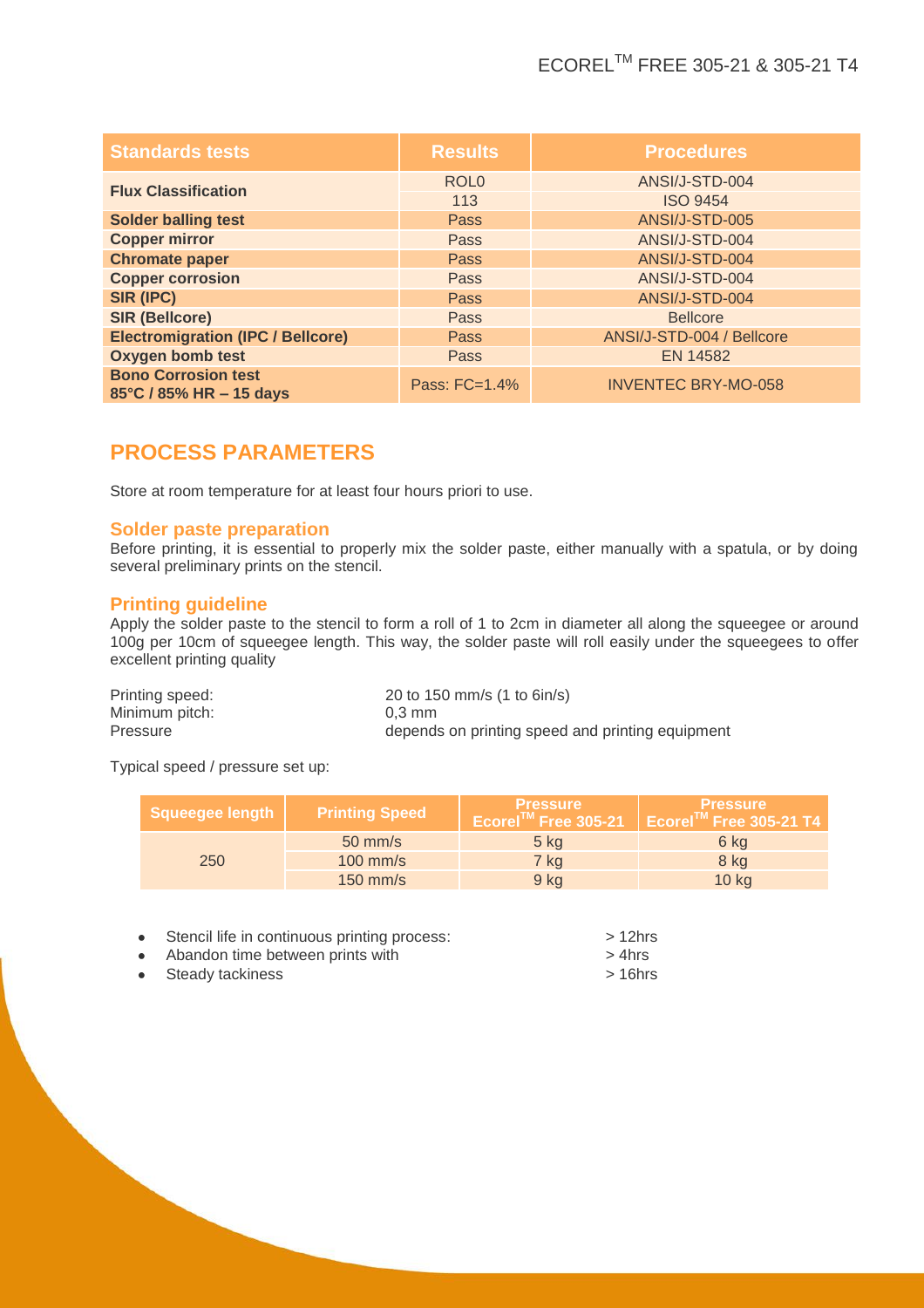| Standards tests | Results | Procedures |
|---|---|---|
| **Flux Classification** | ROL0 | ANSI/J-STD-004 |
| | 113 | ISO 9454 |
| **Solder balling test** | Pass | ANSI/J-STD-005 |
| **Copper mirror** | Pass | ANSI/J-STD-004 |
| **Chromate paper** | Pass | ANSI/J-STD-004 |
| **Copper corrosion** | Pass | ANSI/J-STD-004 |
| **SIR (IPC)** | Pass | ANSI/J-STD-004 |
| **SIR (Bellcore)** | Pass | Bellcore |
| **Electromigration (IPC / Bellcore)** | Pass | ANSI/J-STD-004 / Bellcore |
| **Oxygen bomb test** | Pass | EN 14582 |
| **Bono Corrosion test 85°C / 85% HR – 15 days** | Pass: FC=1.4% | INVENTEC BRY-MO-058 |

## PROCESS PARAMETERS

Store at room temperature for at least four hours priori to use.

### Solder paste preparation

Before printing, it is essential to properly mix the solder paste, either manually with a spatula, or by doing several preliminary prints on the stencil.

### Printing guideline

Apply the solder paste to the stencil to form a roll of 1 to 2cm in diameter all along the squeegee or around 100g per 10cm of squeegee length. This way, the solder paste will roll easily under the squeegees to offer excellent printing quality

Printing speed: 20 to 150 mm/s (1 to 6in/s)
Minimum pitch: 0,3 mm
Pressure depends on printing speed and printing equipment

Typical speed / pressure set up:

| Squeegee length | Printing Speed | Pressure Ecorel™ Free 305-21 | Pressure Ecorel™ Free 305-21 T4 |
|---|---|---|---|
| 250 | 50 mm/s | 5 kg | 6 kg |
| | 100 mm/s | 7 kg | 8 kg |
| | 150 mm/s | 9 kg | 10 kg |

- Stencil life in continuous printing process: > 12hrs
- Abandon time between prints with > 4hrs
- Steady tackiness > 16hrs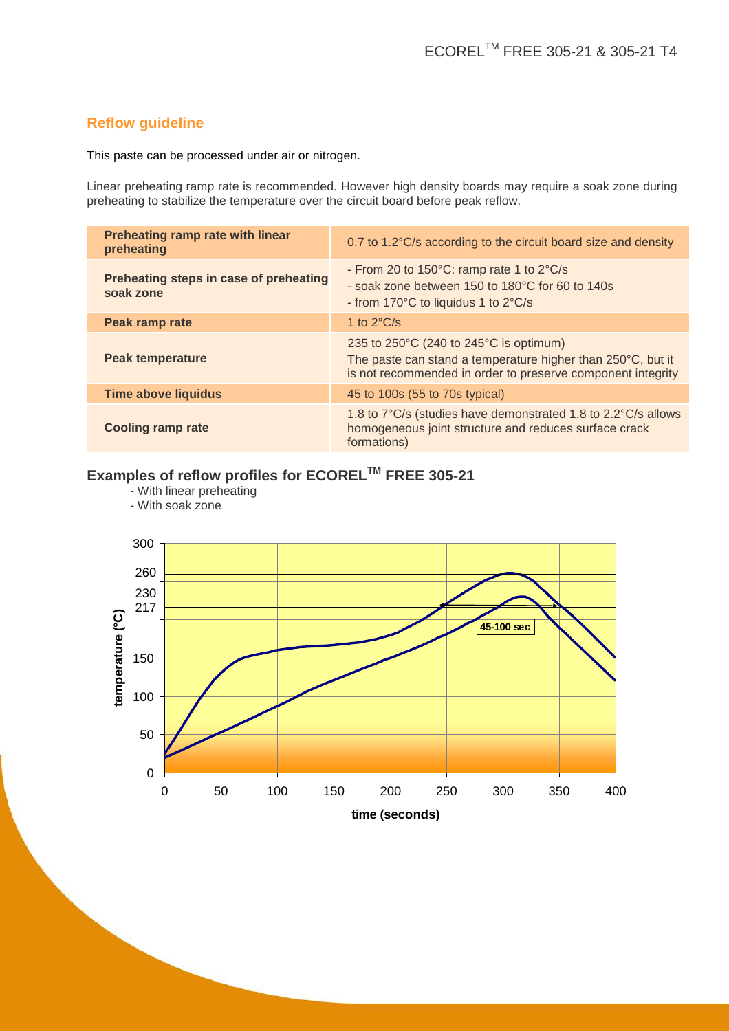## Reflow guideline

This paste can be processed under air or nitrogen.

Linear preheating ramp rate is recommended. However high density boards may require a soak zone during preheating to stabilize the temperature over the circuit board before peak reflow.

| | |
|---|---|
| **Preheating ramp rate with linear preheating** | 0.7 to 1.2°C/s according to the circuit board size and density |
| **Preheating steps in case of preheating soak zone** | - From 20 to 150°C: ramp rate 1 to 2°C/s<br>- soak zone between 150 to 180°C for 60 to 140s<br>- from 170°C to liquidus 1 to 2°C/s |
| **Peak ramp rate** | 1 to 2°C/s |
| **Peak temperature** | 235 to 250°C (240 to 245°C is optimum)<br>The paste can stand a temperature higher than 250°C, but it is not recommended in order to preserve component integrity |
| **Time above liquidus** | 45 to 100s (55 to 70s typical) |
| **Cooling ramp rate** | 1.8 to 7°C/s (studies have demonstrated 1.8 to 2.2°C/s allows homogeneous joint structure and reduces surface crack formations) |

## Examples of reflow profiles for ECOREL™ FREE 305-21

- With linear preheating
- With soak zone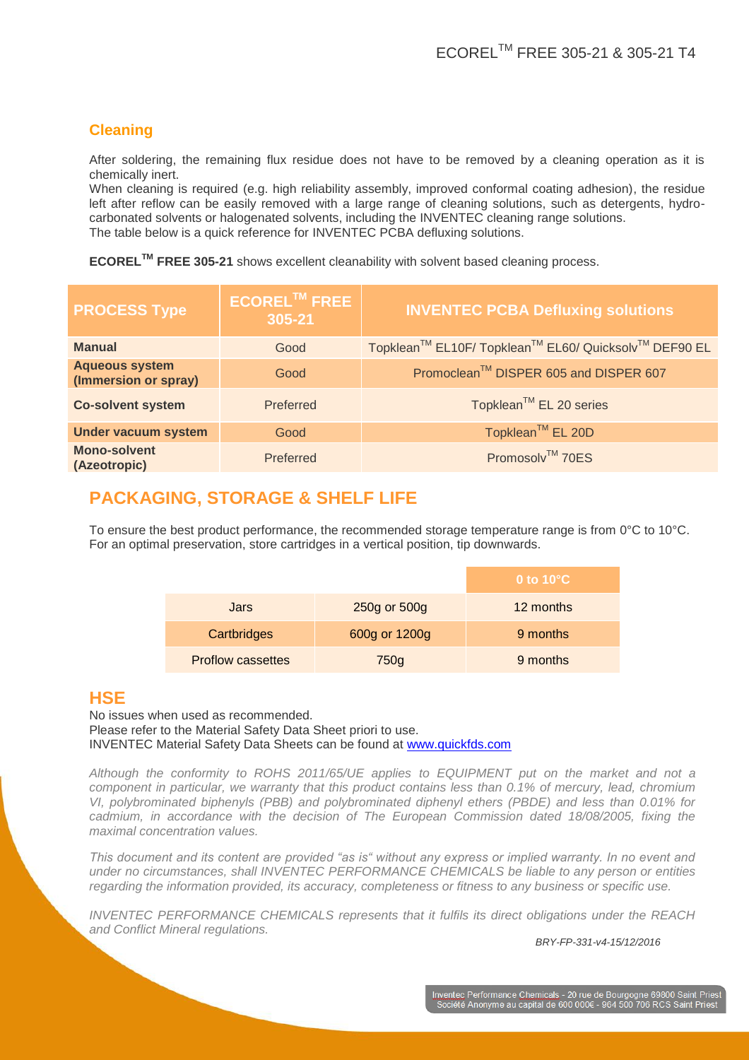## Cleaning

After soldering, the remaining flux residue does not have to be removed by a cleaning operation as it is chemically inert.
When cleaning is required (e.g. high reliability assembly, improved conformal coating adhesion), the residue left after reflow can be easily removed with a large range of cleaning solutions, such as detergents, hydro-carbonated solvents or halogenated solvents, including the INVENTEC cleaning range solutions.
The table below is a quick reference for INVENTEC PCBA defluxing solutions.

**ECOREL™ FREE 305-21** shows excellent cleanability with solvent based cleaning process.

| PROCESS Type | ECOREL™ FREE 305-21 | INVENTEC PCBA Defluxing solutions |
|---|---|---|
| **Manual** | Good | Topklean™ EL10F/ Topklean™ EL60/ Quicksolv™ DEF90 EL |
| **Aqueous system (Immersion or spray)** | Good | Promoclean™ DISPER 605 and DISPER 607 |
| **Co-solvent system** | Preferred | Topklean™ EL 20 series |
| **Under vacuum system** | Good | Topklean™ EL 20D |
| **Mono-solvent (Azeotropic)** | Preferred | Promosolv™ 70ES |

## PACKAGING, STORAGE & SHELF LIFE

To ensure the best product performance, the recommended storage temperature range is from 0°C to 10°C.
For an optimal preservation, store cartridges in a vertical position, tip downwards.

| | | 0 to 10°C |
|---|---|---|
| Jars | 250g or 500g | 12 months |
| Cartbridges | 600g or 1200g | 9 months |
| Proflow cassettes | 750g | 9 months |

## HSE

No issues when used as recommended.
Please refer to the Material Safety Data Sheet priori to use.
INVENTEC Material Safety Data Sheets can be found at www.quickfds.com

*Although the conformity to ROHS 2011/65/UE applies to EQUIPMENT put on the market and not a component in particular, we warranty that this product contains less than 0.1% of mercury, lead, chromium VI, polybrominated biphenyls (PBB) and polybrominated diphenyl ethers (PBDE) and less than 0.01% for cadmium, in accordance with the decision of The European Commission dated 18/08/2005, fixing the maximal concentration values.*

*This document and its content are provided "as is" without any express or implied warranty. In no event and under no circumstances, shall INVENTEC PERFORMANCE CHEMICALS be liable to any person or entities regarding the information provided, its accuracy, completeness or fitness to any business or specific use.*

*INVENTEC PERFORMANCE CHEMICALS represents that it fulfils its direct obligations under the REACH and Conflict Mineral regulations.*

*BRY-FP-331-v4-15/12/2016*

Inventec Performance Chemicals - 20 rue de Bourgogne 69800 Saint Priest
Société Anonyme au capital de 600 000€ - 964 500 706 RCS Saint Priest